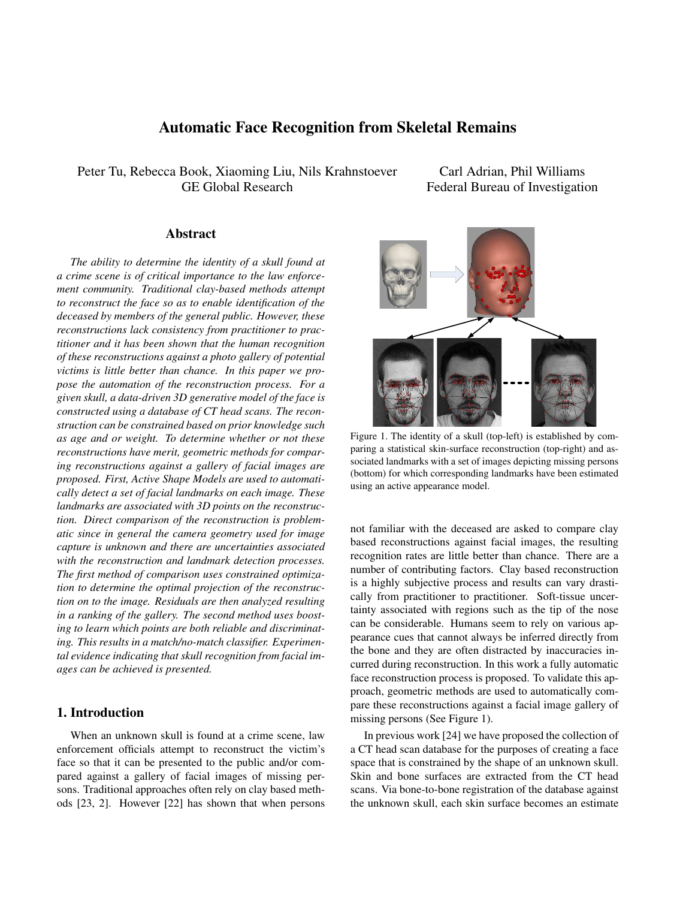# Automatic Face Recognition from Skeletal Remains

Peter Tu, Rebecca Book, Xiaoming Liu, Nils Krahnstoever
GE Global Research

Carl Adrian, Phil Williams
Federal Bureau of Investigation

## Abstract

*The ability to determine the identity of a skull found at a crime scene is of critical importance to the law enforcement community. Traditional clay-based methods attempt to reconstruct the face so as to enable identification of the deceased by members of the general public. However, these reconstructions lack consistency from practitioner to practitioner and it has been shown that the human recognition of these reconstructions against a photo gallery of potential victims is little better than chance. In this paper we propose the automation of the reconstruction process. For a given skull, a data-driven 3D generative model of the face is constructed using a database of CT head scans. The reconstruction can be constrained based on prior knowledge such as age and or weight. To determine whether or not these reconstructions have merit, geometric methods for comparing reconstructions against a gallery of facial images are proposed. First, Active Shape Models are used to automatically detect a set of facial landmarks on each image. These landmarks are associated with 3D points on the reconstruction. Direct comparison of the reconstruction is problematic since in general the camera geometry used for image capture is unknown and there are uncertainties associated with the reconstruction and landmark detection processes. The first method of comparison uses constrained optimization to determine the optimal projection of the reconstruction on to the image. Residuals are then analyzed resulting in a ranking of the gallery. The second method uses boosting to learn which points are both reliable and discriminating. This results in a match/no-match classifier. Experimental evidence indicating that skull recognition from facial images can be achieved is presented.*

## 1. Introduction

When an unknown skull is found at a crime scene, law enforcement officials attempt to reconstruct the victim's face so that it can be presented to the public and/or compared against a gallery of facial images of missing persons. Traditional approaches often rely on clay based methods [23, 2]. However [22] has shown that when persons not familiar with the deceased are asked to compare clay based reconstructions against facial images, the resulting recognition rates are little better than chance. There are a number of contributing factors. Clay based reconstruction is a highly subjective process and results can vary drastically from practitioner to practitioner. Soft-tissue uncertainty associated with regions such as the tip of the nose can be considerable. Humans seem to rely on various appearance cues that cannot always be inferred directly from the bone and they are often distracted by inaccuracies incurred during reconstruction. In this work a fully automatic face reconstruction process is proposed. To validate this approach, geometric methods are used to automatically compare these reconstructions against a facial image gallery of missing persons (See Figure 1).

Figure 1. The identity of a skull (top-left) is established by comparing a statistical skin-surface reconstruction (top-right) and associated landmarks with a set of images depicting missing persons (bottom) for which corresponding landmarks have been estimated using an active appearance model.

In previous work [24] we have proposed the collection of a CT head scan database for the purposes of creating a face space that is constrained by the shape of an unknown skull. Skin and bone surfaces are extracted from the CT head scans. Via bone-to-bone registration of the database against the unknown skull, each skin surface becomes an estimate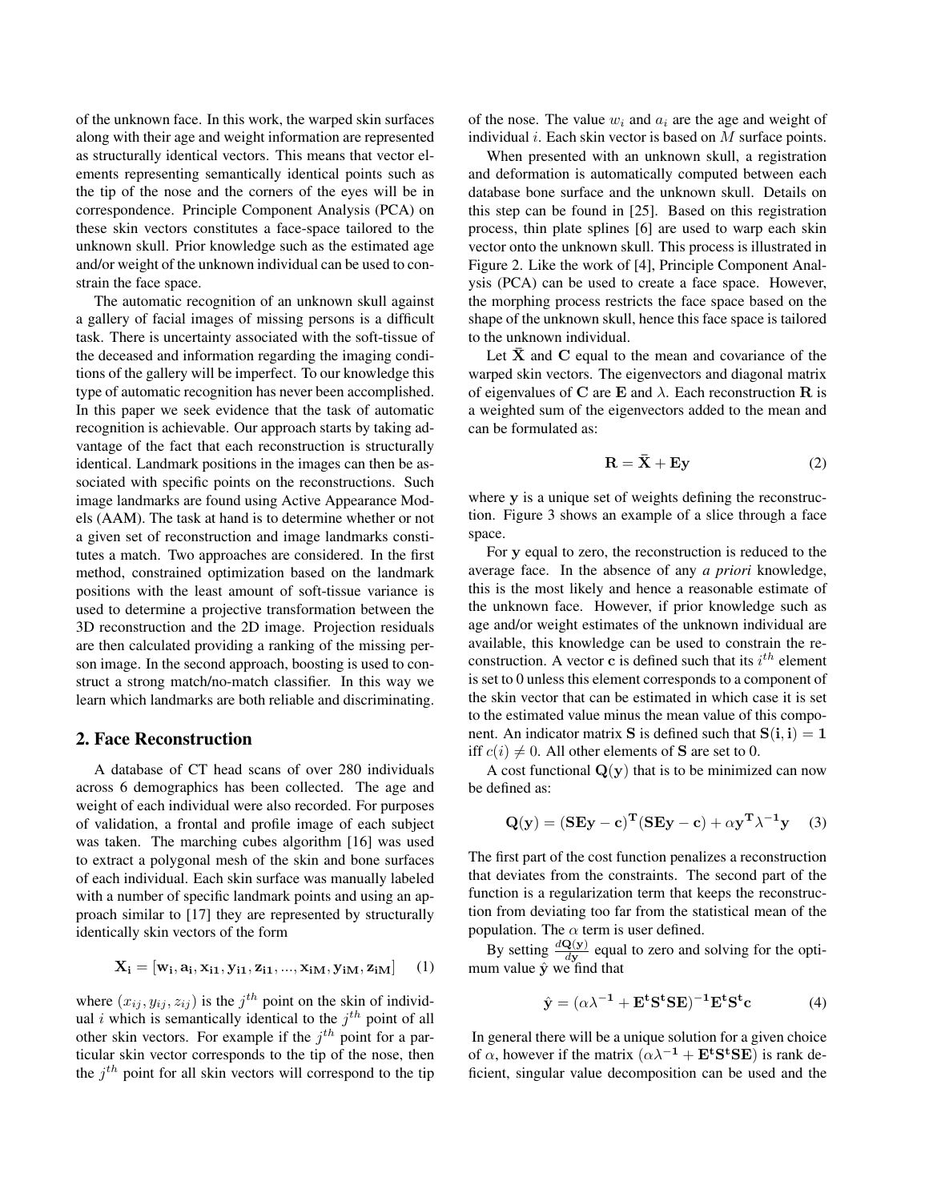of the unknown face. In this work, the warped skin surfaces along with their age and weight information are represented as structurally identical vectors. This means that vector elements representing semantically identical points such as the tip of the nose and the corners of the eyes will be in correspondence. Principle Component Analysis (PCA) on these skin vectors constitutes a face-space tailored to the unknown skull. Prior knowledge such as the estimated age and/or weight of the unknown individual can be used to constrain the face space.

The automatic recognition of an unknown skull against a gallery of facial images of missing persons is a difficult task. There is uncertainty associated with the soft-tissue of the deceased and information regarding the imaging conditions of the gallery will be imperfect. To our knowledge this type of automatic recognition has never been accomplished. In this paper we seek evidence that the task of automatic recognition is achievable. Our approach starts by taking advantage of the fact that each reconstruction is structurally identical. Landmark positions in the images can then be associated with specific points on the reconstructions. Such image landmarks are found using Active Appearance Models (AAM). The task at hand is to determine whether or not a given set of reconstruction and image landmarks constitutes a match. Two approaches are considered. In the first method, constrained optimization based on the landmark positions with the least amount of soft-tissue variance is used to determine a projective transformation between the 3D reconstruction and the 2D image. Projection residuals are then calculated providing a ranking of the missing person image. In the second approach, boosting is used to construct a strong match/no-match classifier. In this way we learn which landmarks are both reliable and discriminating.

## 2. Face Reconstruction

A database of CT head scans of over 280 individuals across 6 demographics has been collected. The age and weight of each individual were also recorded. For purposes of validation, a frontal and profile image of each subject was taken. The marching cubes algorithm [16] was used to extract a polygonal mesh of the skin and bone surfaces of each individual. Each skin surface was manually labeled with a number of specific landmark points and using an approach similar to [17] they are represented by structurally identically skin vectors of the form

$$\mathbf{X_i} = [\mathbf{w_i}, \mathbf{a_i}, \mathbf{x_{i1}}, \mathbf{y_{i1}}, \mathbf{z_{i1}}, ..., \mathbf{x_{iM}}, \mathbf{y_{iM}}, \mathbf{z_{iM}}] \quad (1)$$

where $(x_{ij}, y_{ij}, z_{ij})$ is the $j^{th}$ point on the skin of individual $i$ which is semantically identical to the $j^{th}$ point of all other skin vectors. For example if the $j^{th}$ point for a particular skin vector corresponds to the tip of the nose, then the $j^{th}$ point for all skin vectors will correspond to the tip of the nose. The value $w_i$ and $a_i$ are the age and weight of individual $i$. Each skin vector is based on $M$ surface points.

When presented with an unknown skull, a registration and deformation is automatically computed between each database bone surface and the unknown skull. Details on this step can be found in [25]. Based on this registration process, thin plate splines [6] are used to warp each skin vector onto the unknown skull. This process is illustrated in Figure 2. Like the work of [4], Principle Component Analysis (PCA) can be used to create a face space. However, the morphing process restricts the face space based on the shape of the unknown skull, hence this face space is tailored to the unknown individual.

Let $\bar{\mathbf{X}}$ and $\mathbf{C}$ equal to the mean and covariance of the warped skin vectors. The eigenvectors and diagonal matrix of eigenvalues of $\mathbf{C}$ are $\mathbf{E}$ and $\lambda$. Each reconstruction $\mathbf{R}$ is a weighted sum of the eigenvectors added to the mean and can be formulated as:

$$\mathbf{R} = \bar{\mathbf{X}} + \mathbf{E}\mathbf{y} \quad (2)$$

where $\mathbf{y}$ is a unique set of weights defining the reconstruction. Figure 3 shows an example of a slice through a face space.

For $\mathbf{y}$ equal to zero, the reconstruction is reduced to the average face. In the absence of any *a priori* knowledge, this is the most likely and hence a reasonable estimate of the unknown face. However, if prior knowledge such as age and/or weight estimates of the unknown individual are available, this knowledge can be used to constrain the reconstruction. A vector $\mathbf{c}$ is defined such that its $i^{th}$ element is set to 0 unless this element corresponds to a component of the skin vector that can be estimated in which case it is set to the estimated value minus the mean value of this component. An indicator matrix $\mathbf{S}$ is defined such that $\mathbf{S(i,i)} = \mathbf{1}$ iff $c(i) \neq 0$. All other elements of $\mathbf{S}$ are set to 0.

A cost functional $\mathbf{Q(y)}$ that is to be minimized can now be defined as:

$$\mathbf{Q(y)} = (\mathbf{SEy} - \mathbf{c})^{\mathbf{T}}(\mathbf{SEy} - \mathbf{c}) + \alpha \mathbf{y}^{\mathbf{T}} \lambda^{-\mathbf{1}} \mathbf{y} \quad (3)$$

The first part of the cost function penalizes a reconstruction that deviates from the constraints. The second part of the function is a regularization term that keeps the reconstruction from deviating too far from the statistical mean of the population. The $\alpha$ term is user defined.

By setting $\frac{d\mathbf{Q(y)}}{d\mathbf{y}}$ equal to zero and solving for the optimum value $\hat{\mathbf{y}}$ we find that

$$\hat{\mathbf{y}} = (\alpha \lambda^{-\mathbf{1}} + \mathbf{E^t S^t S E})^{-\mathbf{1}} \mathbf{E^t S^t c} \quad (4)$$

In general there will be a unique solution for a given choice of $\alpha$, however if the matrix $(\alpha \lambda^{-\mathbf{1}} + \mathbf{E^t S^t S E})$ is rank deficient, singular value decomposition can be used and the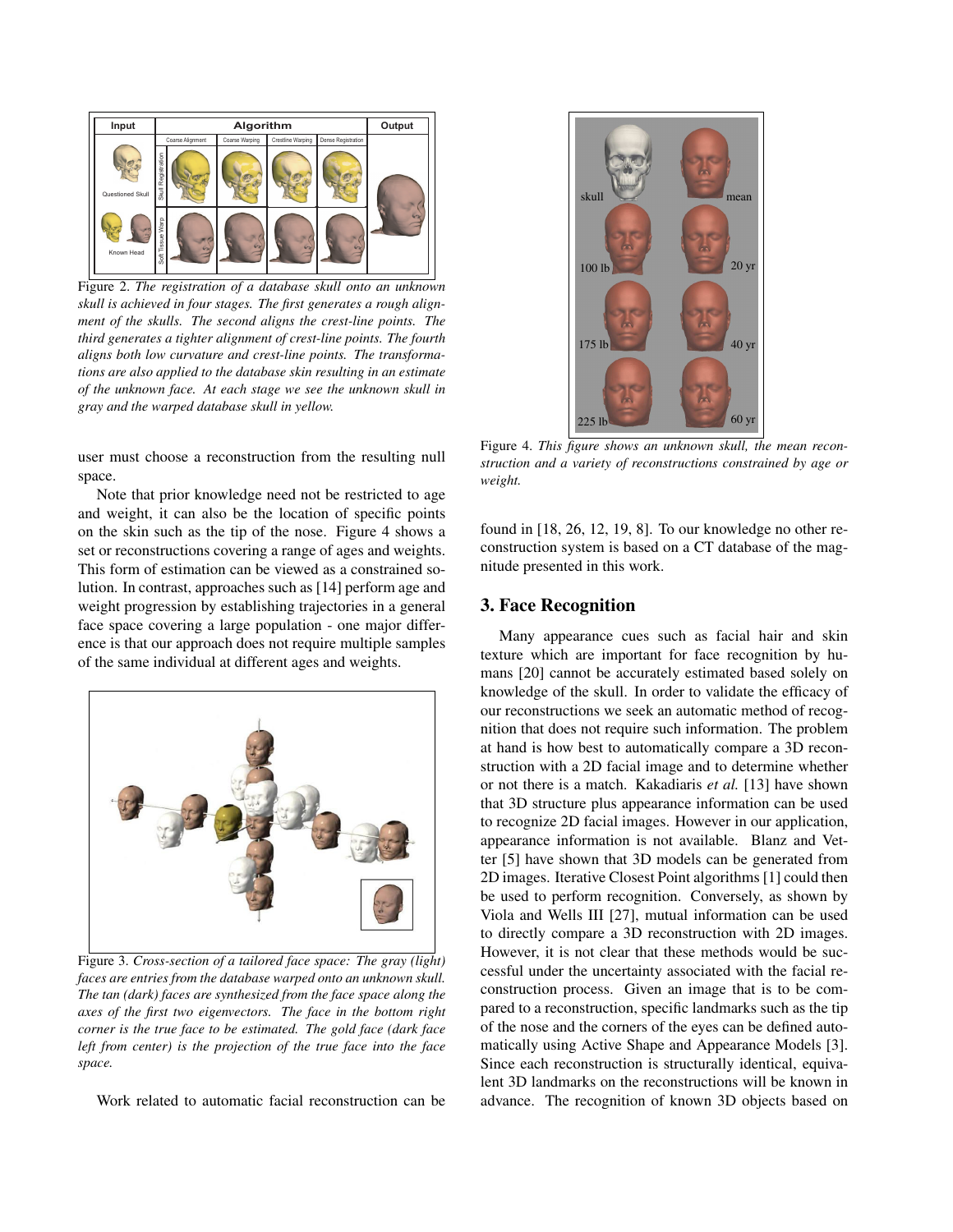Input

Algorithm

Output

Coarse Alignment

Coarse Warping

Crestline Warping

Dense Registration

Questioned Skull

Skull Registration

Known Head

Soft Tissue Warp

Figure 2. *The registration of a database skull onto an unknown skull is achieved in four stages. The first generates a rough alignment of the skulls. The second aligns the crest-line points. The third generates a tighter alignment of crest-line points. The fourth aligns both low curvature and crest-line points. The transformations are also applied to the database skin resulting in an estimate of the unknown face. At each stage we see the unknown skull in gray and the warped database skull in yellow.*

user must choose a reconstruction from the resulting null space.

Note that prior knowledge need not be restricted to age and weight, it can also be the location of specific points on the skin such as the tip of the nose. Figure 4 shows a set or reconstructions covering a range of ages and weights. This form of estimation can be viewed as a constrained solution. In contrast, approaches such as [14] perform age and weight progression by establishing trajectories in a general face space covering a large population - one major difference is that our approach does not require multiple samples of the same individual at different ages and weights.

Figure 3. *Cross-section of a tailored face space: The gray (light) faces are entries from the database warped onto an unknown skull. The tan (dark) faces are synthesized from the face space along the axes of the first two eigenvectors. The face in the bottom right corner is the true face to be estimated. The gold face (dark face left from center) is the projection of the true face into the face space.*

Work related to automatic facial reconstruction can be found in [18, 26, 12, 19, 8]. To our knowledge no other reconstruction system is based on a CT database of the magnitude presented in this work.

skull

mean

100 lb

20 yr

175 lb

40 yr

225 lb

60 yr

Figure 4. *This figure shows an unknown skull, the mean reconstruction and a variety of reconstructions constrained by age or weight.*

## 3. Face Recognition

Many appearance cues such as facial hair and skin texture which are important for face recognition by humans [20] cannot be accurately estimated based solely on knowledge of the skull. In order to validate the efficacy of our reconstructions we seek an automatic method of recognition that does not require such information. The problem at hand is how best to automatically compare a 3D reconstruction with a 2D facial image and to determine whether or not there is a match. Kakadiaris *et al.* [13] have shown that 3D structure plus appearance information can be used to recognize 2D facial images. However in our application, appearance information is not available. Blanz and Vetter [5] have shown that 3D models can be generated from 2D images. Iterative Closest Point algorithms [1] could then be used to perform recognition. Conversely, as shown by Viola and Wells III [27], mutual information can be used to directly compare a 3D reconstruction with 2D images. However, it is not clear that these methods would be successful under the uncertainty associated with the facial reconstruction process. Given an image that is to be compared to a reconstruction, specific landmarks such as the tip of the nose and the corners of the eyes can be defined automatically using Active Shape and Appearance Models [3]. Since each reconstruction is structurally identical, equivalent 3D landmarks on the reconstructions will be known in advance. The recognition of known 3D objects based on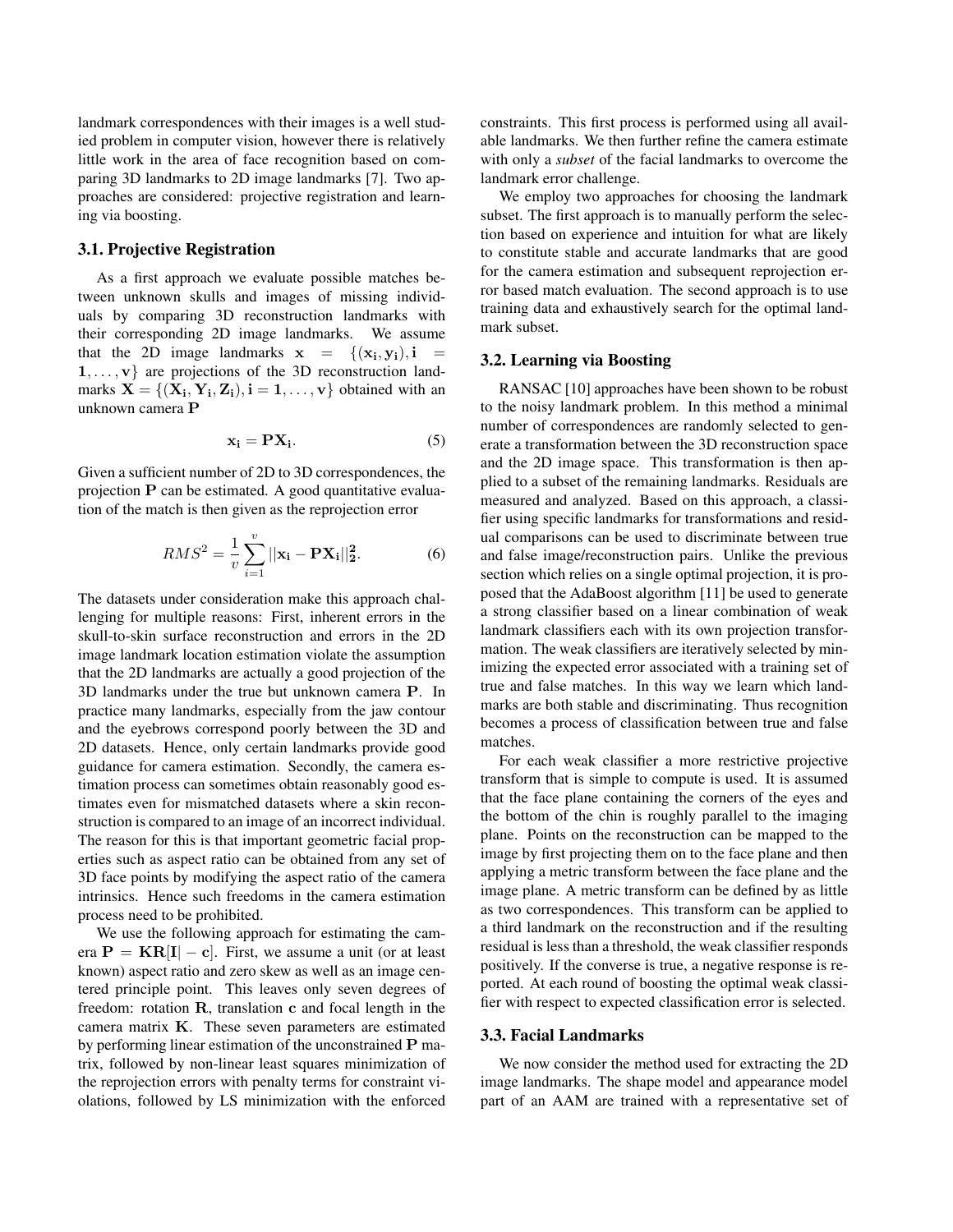landmark correspondences with their images is a well studied problem in computer vision, however there is relatively little work in the area of face recognition based on comparing 3D landmarks to 2D image landmarks [7]. Two approaches are considered: projective registration and learning via boosting.

### 3.1. Projective Registration

As a first approach we evaluate possible matches between unknown skulls and images of missing individuals by comparing 3D reconstruction landmarks with their corresponding 2D image landmarks. We assume that the 2D image landmarks $\mathbf{x} = \{(\mathbf{x_i}, \mathbf{y_i}), \mathbf{i} = \mathbf{1}, \ldots, \mathbf{v}\}$ are projections of the 3D reconstruction landmarks $\mathbf{X} = \{(\mathbf{X_i}, \mathbf{Y_i}, \mathbf{Z_i}), \mathbf{i} = \mathbf{1}, \ldots, \mathbf{v}\}$ obtained with an unknown camera $\mathbf{P}$

$$\mathbf{x_i} = \mathbf{P}\mathbf{X_i}. \tag{5}$$

Given a sufficient number of 2D to 3D correspondences, the projection $\mathbf{P}$ can be estimated. A good quantitative evaluation of the match is then given as the reprojection error

$$RMS^2 = \frac{1}{v}\sum_{i=1}^{v} ||\mathbf{x_i} - \mathbf{P}\mathbf{X_i}||^2_2. \tag{6}$$

The datasets under consideration make this approach challenging for multiple reasons: First, inherent errors in the skull-to-skin surface reconstruction and errors in the 2D image landmark location estimation violate the assumption that the 2D landmarks are actually a good projection of the 3D landmarks under the true but unknown camera $\mathbf{P}$. In practice many landmarks, especially from the jaw contour and the eyebrows correspond poorly between the 3D and 2D datasets. Hence, only certain landmarks provide good guidance for camera estimation. Secondly, the camera estimation process can sometimes obtain reasonably good estimates even for mismatched datasets where a skin reconstruction is compared to an image of an incorrect individual. The reason for this is that important geometric facial properties such as aspect ratio can be obtained from any set of 3D face points by modifying the aspect ratio of the camera intrinsics. Hence such freedoms in the camera estimation process need to be prohibited.

We use the following approach for estimating the camera $\mathbf{P} = \mathbf{K}\mathbf{R}[\mathbf{I}| - \mathbf{c}]$. First, we assume a unit (or at least known) aspect ratio and zero skew as well as an image centered principle point. This leaves only seven degrees of freedom: rotation $\mathbf{R}$, translation $\mathbf{c}$ and focal length in the camera matrix $\mathbf{K}$. These seven parameters are estimated by performing linear estimation of the unconstrained $\mathbf{P}$ matrix, followed by non-linear least squares minimization of the reprojection errors with penalty terms for constraint violations, followed by LS minimization with the enforced constraints. This first process is performed using all available landmarks. We then further refine the camera estimate with only a *subset* of the facial landmarks to overcome the landmark error challenge.

We employ two approaches for choosing the landmark subset. The first approach is to manually perform the selection based on experience and intuition for what are likely to constitute stable and accurate landmarks that are good for the camera estimation and subsequent reprojection error based match evaluation. The second approach is to use training data and exhaustively search for the optimal landmark subset.

### 3.2. Learning via Boosting

RANSAC [10] approaches have been shown to be robust to the noisy landmark problem. In this method a minimal number of correspondences are randomly selected to generate a transformation between the 3D reconstruction space and the 2D image space. This transformation is then applied to a subset of the remaining landmarks. Residuals are measured and analyzed. Based on this approach, a classifier using specific landmarks for transformations and residual comparisons can be used to discriminate between true and false image/reconstruction pairs. Unlike the previous section which relies on a single optimal projection, it is proposed that the AdaBoost algorithm [11] be used to generate a strong classifier based on a linear combination of weak landmark classifiers each with its own projection transformation. The weak classifiers are iteratively selected by minimizing the expected error associated with a training set of true and false matches. In this way we learn which landmarks are both stable and discriminating. Thus recognition becomes a process of classification between true and false matches.

For each weak classifier a more restrictive projective transform that is simple to compute is used. It is assumed that the face plane containing the corners of the eyes and the bottom of the chin is roughly parallel to the imaging plane. Points on the reconstruction can be mapped to the image by first projecting them on to the face plane and then applying a metric transform between the face plane and the image plane. A metric transform can be defined by as little as two correspondences. This transform can be applied to a third landmark on the reconstruction and if the resulting residual is less than a threshold, the weak classifier responds positively. If the converse is true, a negative response is reported. At each round of boosting the optimal weak classifier with respect to expected classification error is selected.

### 3.3. Facial Landmarks

We now consider the method used for extracting the 2D image landmarks. The shape model and appearance model part of an AAM are trained with a representative set of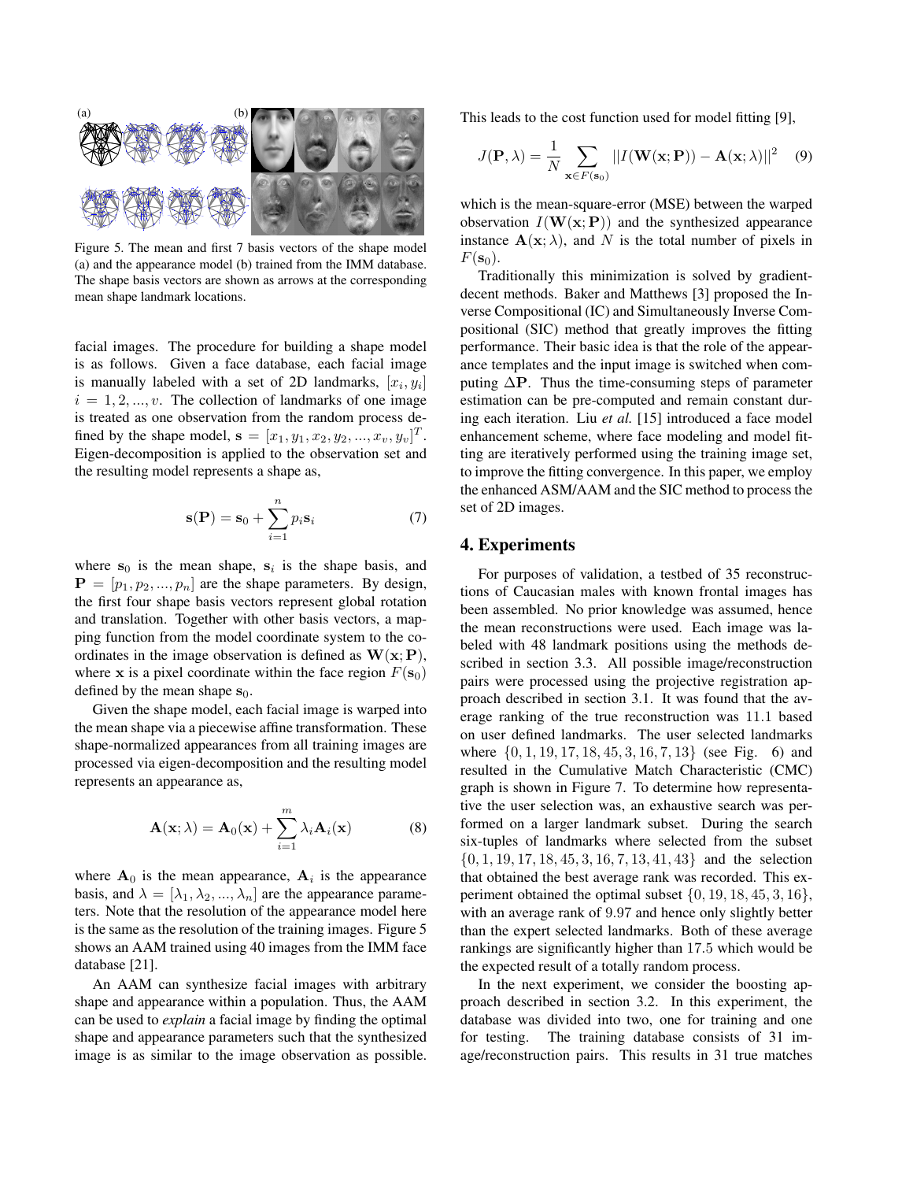(a) (b)

Figure 5. The mean and first 7 basis vectors of the shape model (a) and the appearance model (b) trained from the IMM database. The shape basis vectors are shown as arrows at the corresponding mean shape landmark locations.

facial images. The procedure for building a shape model is as follows. Given a face database, each facial image is manually labeled with a set of 2D landmarks, $[x_i, y_i]$ $i = 1, 2, ..., v$. The collection of landmarks of one image is treated as one observation from the random process defined by the shape model, $\mathbf{s} = [x_1, y_1, x_2, y_2, ..., x_v, y_v]^T$. Eigen-decomposition is applied to the observation set and the resulting model represents a shape as,

$$\mathbf{s}(\mathbf{P}) = \mathbf{s}_0 + \sum_{i=1}^{n} p_i \mathbf{s}_i \tag{7}$$

where $\mathbf{s}_0$ is the mean shape, $\mathbf{s}_i$ is the shape basis, and $\mathbf{P} = [p_1, p_2, ..., p_n]$ are the shape parameters. By design, the first four shape basis vectors represent global rotation and translation. Together with other basis vectors, a mapping function from the model coordinate system to the coordinates in the image observation is defined as $\mathbf{W}(\mathbf{x}; \mathbf{P})$, where $\mathbf{x}$ is a pixel coordinate within the face region $F(\mathbf{s}_0)$ defined by the mean shape $\mathbf{s}_0$.

Given the shape model, each facial image is warped into the mean shape via a piecewise affine transformation. These shape-normalized appearances from all training images are processed via eigen-decomposition and the resulting model represents an appearance as,

$$\mathbf{A}(\mathbf{x}; \lambda) = \mathbf{A}_0(\mathbf{x}) + \sum_{i=1}^{m} \lambda_i \mathbf{A}_i(\mathbf{x}) \tag{8}$$

where $\mathbf{A}_0$ is the mean appearance, $\mathbf{A}_i$ is the appearance basis, and $\lambda = [\lambda_1, \lambda_2, ..., \lambda_n]$ are the appearance parameters. Note that the resolution of the appearance model here is the same as the resolution of the training images. Figure 5 shows an AAM trained using 40 images from the IMM face database [21].

An AAM can synthesize facial images with arbitrary shape and appearance within a population. Thus, the AAM can be used to *explain* a facial image by finding the optimal shape and appearance parameters such that the synthesized image is as similar to the image observation as possible. This leads to the cost function used for model fitting [9],

$$J(\mathbf{P}, \lambda) = \frac{1}{N} \sum_{\mathbf{x} \in F(\mathbf{s}_0)} ||I(\mathbf{W}(\mathbf{x}; \mathbf{P})) - \mathbf{A}(\mathbf{x}; \lambda)||^2 \tag{9}$$

which is the mean-square-error (MSE) between the warped observation $I(\mathbf{W}(\mathbf{x}; \mathbf{P}))$ and the synthesized appearance instance $\mathbf{A}(\mathbf{x}; \lambda)$, and $N$ is the total number of pixels in $F(\mathbf{s}_0)$.

Traditionally this minimization is solved by gradient-decent methods. Baker and Matthews [3] proposed the Inverse Compositional (IC) and Simultaneously Inverse Compositional (SIC) method that greatly improves the fitting performance. Their basic idea is that the role of the appearance templates and the input image is switched when computing $\Delta\mathbf{P}$. Thus the time-consuming steps of parameter estimation can be pre-computed and remain constant during each iteration. Liu *et al.* [15] introduced a face model enhancement scheme, where face modeling and model fitting are iteratively performed using the training image set, to improve the fitting convergence. In this paper, we employ the enhanced ASM/AAM and the SIC method to process the set of 2D images.

# 4. Experiments

For purposes of validation, a testbed of 35 reconstructions of Caucasian males with known frontal images has been assembled. No prior knowledge was assumed, hence the mean reconstructions were used. Each image was labeled with 48 landmark positions using the methods described in section 3.3. All possible image/reconstruction pairs were processed using the projective registration approach described in section 3.1. It was found that the average ranking of the true reconstruction was 11.1 based on user defined landmarks. The user selected landmarks where $\{0, 1, 19, 17, 18, 45, 3, 16, 7, 13\}$ (see Fig. 6) and resulted in the Cumulative Match Characteristic (CMC) graph is shown in Figure 7. To determine how representative the user selection was, an exhaustive search was performed on a larger landmark subset. During the search six-tuples of landmarks where selected from the subset $\{0, 1, 19, 17, 18, 45, 3, 16, 7, 13, 41, 43\}$ and the selection that obtained the best average rank was recorded. This experiment obtained the optimal subset $\{0, 19, 18, 45, 3, 16\}$, with an average rank of 9.97 and hence only slightly better than the expert selected landmarks. Both of these average rankings are significantly higher than 17.5 which would be the expected result of a totally random process.

In the next experiment, we consider the boosting approach described in section 3.2. In this experiment, the database was divided into two, one for training and one for testing. The training database consists of 31 image/reconstruction pairs. This results in 31 true matches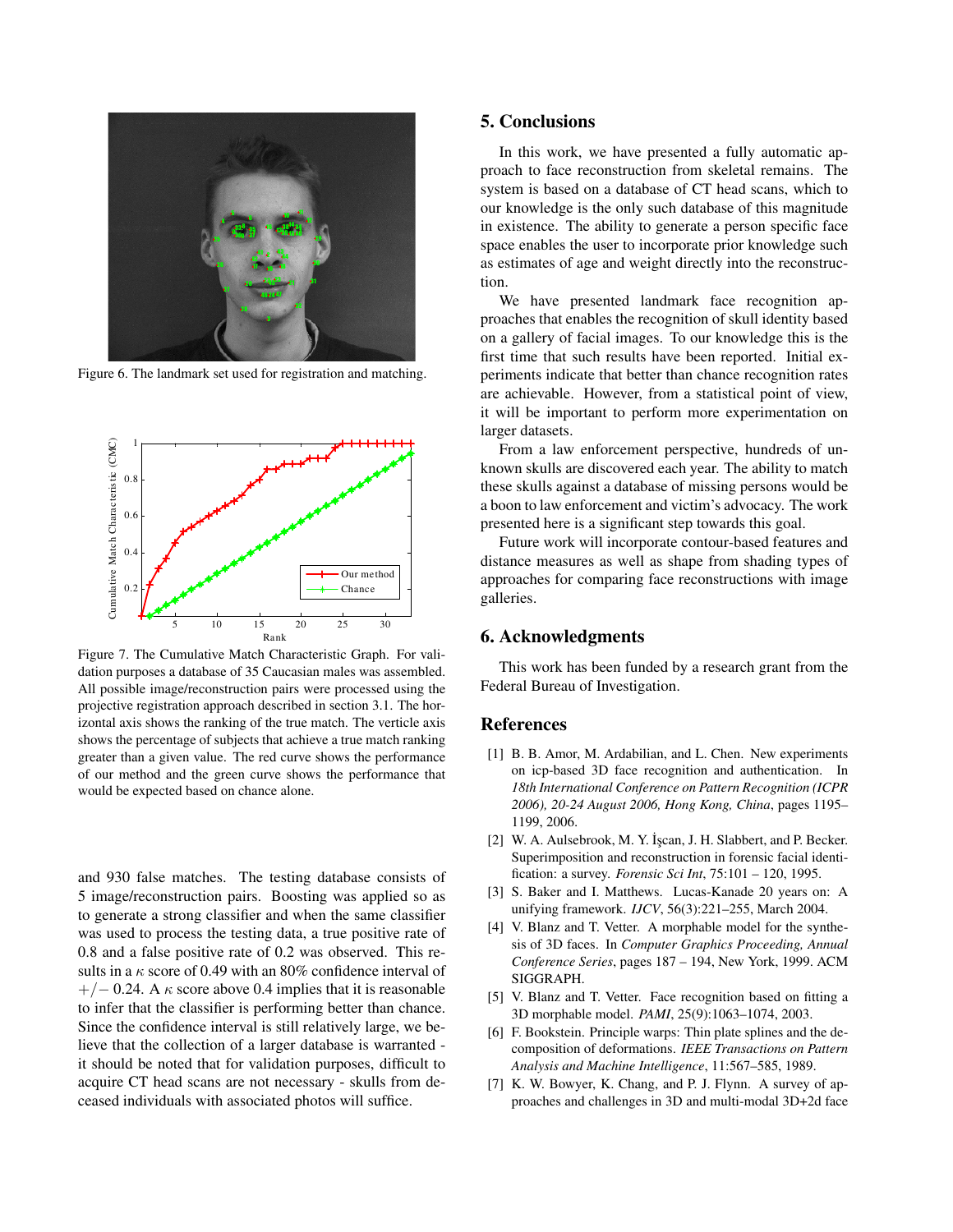Figure 6. The landmark set used for registration and matching.

Cumulative Match Characteristic (CMC)

1
0.8
0.6
0.4
0.2

5 10 15 20 25 30

Rank

Our method
Chance

Figure 7. The Cumulative Match Characteristic Graph. For validation purposes a database of 35 Caucasian males was assembled. All possible image/reconstruction pairs were processed using the projective registration approach described in section 3.1. The horizontal axis shows the ranking of the true match. The verticle axis shows the percentage of subjects that achieve a true match ranking greater than a given value. The red curve shows the performance of our method and the green curve shows the performance that would be expected based on chance alone.

and 930 false matches. The testing database consists of 5 image/reconstruction pairs. Boosting was applied so as to generate a strong classifier and when the same classifier was used to process the testing data, a true positive rate of 0.8 and a false positive rate of 0.2 was observed. This results in a $\kappa$ score of 0.49 with an 80% confidence interval of $+/-$ 0.24. A $\kappa$ score above 0.4 implies that it is reasonable to infer that the classifier is performing better than chance. Since the confidence interval is still relatively large, we believe that the collection of a larger database is warranted - it should be noted that for validation purposes, difficult to acquire CT head scans are not necessary - skulls from deceased individuals with associated photos will suffice.

## 5. Conclusions

In this work, we have presented a fully automatic approach to face reconstruction from skeletal remains. The system is based on a database of CT head scans, which to our knowledge is the only such database of this magnitude in existence. The ability to generate a person specific face space enables the user to incorporate prior knowledge such as estimates of age and weight directly into the reconstruction.

We have presented landmark face recognition approaches that enables the recognition of skull identity based on a gallery of facial images. To our knowledge this is the first time that such results have been reported. Initial experiments indicate that better than chance recognition rates are achievable. However, from a statistical point of view, it will be important to perform more experimentation on larger datasets.

From a law enforcement perspective, hundreds of unknown skulls are discovered each year. The ability to match these skulls against a database of missing persons would be a boon to law enforcement and victim's advocacy. The work presented here is a significant step towards this goal.

Future work will incorporate contour-based features and distance measures as well as shape from shading types of approaches for comparing face reconstructions with image galleries.

## 6. Acknowledgments

This work has been funded by a research grant from the Federal Bureau of Investigation.

## References

[1] B. B. Amor, M. Ardabilian, and L. Chen. New experiments on icp-based 3D face recognition and authentication. In *18th International Conference on Pattern Recognition (ICPR 2006), 20-24 August 2006, Hong Kong, China*, pages 1195–1199, 2006.

[2] W. A. Aulsebrook, M. Y. İşcan, J. H. Slabbert, and P. Becker. Superimposition and reconstruction in forensic facial identification: a survey. *Forensic Sci Int*, 75:101 – 120, 1995.

[3] S. Baker and I. Matthews. Lucas-Kanade 20 years on: A unifying framework. *IJCV*, 56(3):221–255, March 2004.

[4] V. Blanz and T. Vetter. A morphable model for the synthesis of 3D faces. In *Computer Graphics Proceeding, Annual Conference Series*, pages 187 – 194, New York, 1999. ACM SIGGRAPH.

[5] V. Blanz and T. Vetter. Face recognition based on fitting a 3D morphable model. *PAMI*, 25(9):1063–1074, 2003.

[6] F. Bookstein. Principle warps: Thin plate splines and the decomposition of deformations. *IEEE Transactions on Pattern Analysis and Machine Intelligence*, 11:567–585, 1989.

[7] K. W. Bowyer, K. Chang, and P. J. Flynn. A survey of approaches and challenges in 3D and multi-modal 3D+2d face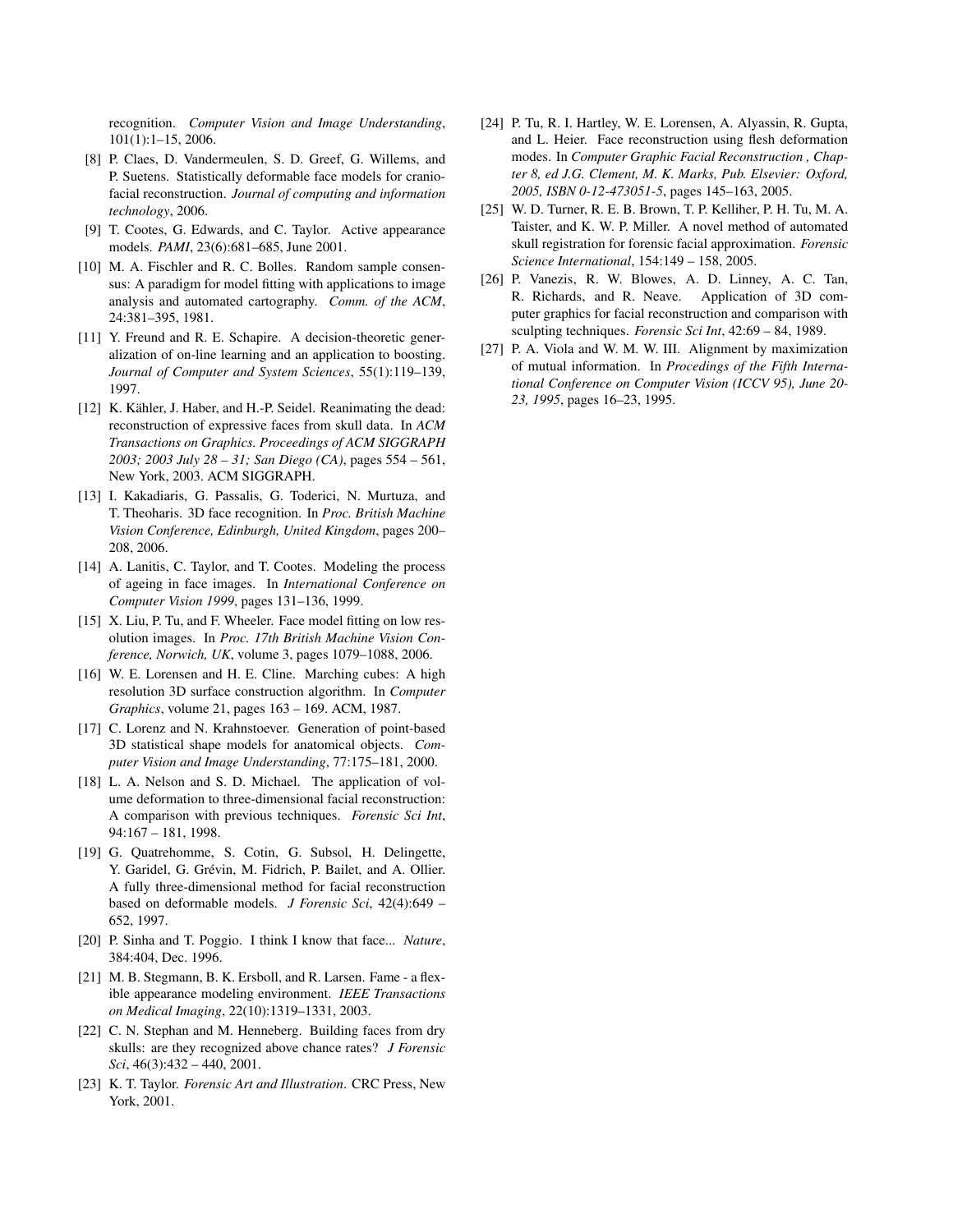recognition. *Computer Vision and Image Understanding*, 101(1):1–15, 2006.

[8] P. Claes, D. Vandermeulen, S. D. Greef, G. Willems, and P. Suetens. Statistically deformable face models for craniofacial reconstruction. *Journal of computing and information technology*, 2006.

[9] T. Cootes, G. Edwards, and C. Taylor. Active appearance models. *PAMI*, 23(6):681–685, June 2001.

[10] M. A. Fischler and R. C. Bolles. Random sample consensus: A paradigm for model fitting with applications to image analysis and automated cartography. *Comm. of the ACM*, 24:381–395, 1981.

[11] Y. Freund and R. E. Schapire. A decision-theoretic generalization of on-line learning and an application to boosting. *Journal of Computer and System Sciences*, 55(1):119–139, 1997.

[12] K. Kähler, J. Haber, and H.-P. Seidel. Reanimating the dead: reconstruction of expressive faces from skull data. In *ACM Transactions on Graphics. Proceedings of ACM SIGGRAPH 2003; 2003 July 28 – 31; San Diego (CA)*, pages 554 – 561, New York, 2003. ACM SIGGRAPH.

[13] I. Kakadiaris, G. Passalis, G. Toderici, N. Murtuza, and T. Theoharis. 3D face recognition. In *Proc. British Machine Vision Conference, Edinburgh, United Kingdom*, pages 200–208, 2006.

[14] A. Lanitis, C. Taylor, and T. Cootes. Modeling the process of ageing in face images. In *International Conference on Computer Vision 1999*, pages 131–136, 1999.

[15] X. Liu, P. Tu, and F. Wheeler. Face model fitting on low resolution images. In *Proc. 17th British Machine Vision Conference, Norwich, UK*, volume 3, pages 1079–1088, 2006.

[16] W. E. Lorensen and H. E. Cline. Marching cubes: A high resolution 3D surface construction algorithm. In *Computer Graphics*, volume 21, pages 163 – 169. ACM, 1987.

[17] C. Lorenz and N. Krahnstoever. Generation of point-based 3D statistical shape models for anatomical objects. *Computer Vision and Image Understanding*, 77:175–181, 2000.

[18] L. A. Nelson and S. D. Michael. The application of volume deformation to three-dimensional facial reconstruction: A comparison with previous techniques. *Forensic Sci Int*, 94:167 – 181, 1998.

[19] G. Quatrehomme, S. Cotin, G. Subsol, H. Delingette, Y. Garidel, G. Grévin, M. Fidrich, P. Bailet, and A. Ollier. A fully three-dimensional method for facial reconstruction based on deformable models. *J Forensic Sci*, 42(4):649 – 652, 1997.

[20] P. Sinha and T. Poggio. I think I know that face... *Nature*, 384:404, Dec. 1996.

[21] M. B. Stegmann, B. K. Ersboll, and R. Larsen. Fame - a flexible appearance modeling environment. *IEEE Transactions on Medical Imaging*, 22(10):1319–1331, 2003.

[22] C. N. Stephan and M. Henneberg. Building faces from dry skulls: are they recognized above chance rates? *J Forensic Sci*, 46(3):432 – 440, 2001.

[23] K. T. Taylor. *Forensic Art and Illustration*. CRC Press, New York, 2001.

[24] P. Tu, R. I. Hartley, W. E. Lorensen, A. Alyassin, R. Gupta, and L. Heier. Face reconstruction using flesh deformation modes. In *Computer Graphic Facial Reconstruction , Chapter 8, ed J.G. Clement, M. K. Marks, Pub. Elsevier: Oxford, 2005, ISBN 0-12-473051-5*, pages 145–163, 2005.

[25] W. D. Turner, R. E. B. Brown, T. P. Kelliher, P. H. Tu, M. A. Taister, and K. W. P. Miller. A novel method of automated skull registration for forensic facial approximation. *Forensic Science International*, 154:149 – 158, 2005.

[26] P. Vanezis, R. W. Blowes, A. D. Linney, A. C. Tan, R. Richards, and R. Neave. Application of 3D computer graphics for facial reconstruction and comparison with sculpting techniques. *Forensic Sci Int*, 42:69 – 84, 1989.

[27] P. A. Viola and W. M. W. III. Alignment by maximization of mutual information. In *Procedings of the Fifth International Conference on Computer Vision (ICCV 95), June 20-23, 1995*, pages 16–23, 1995.